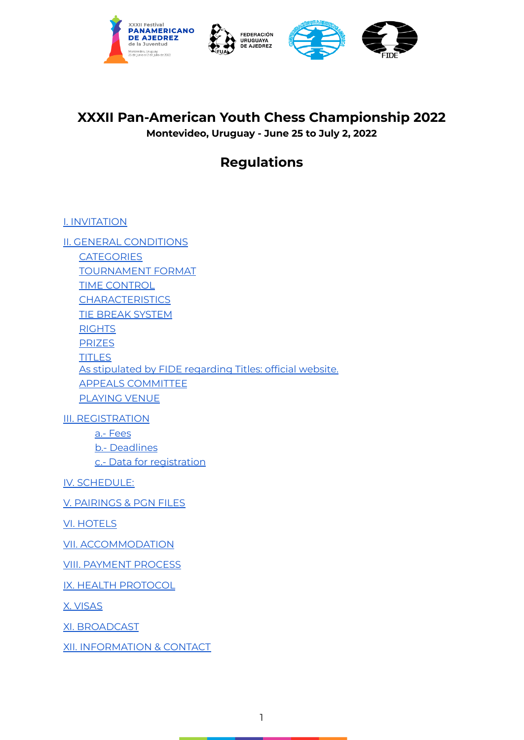# XXXII Pan-American Youth Chess Championship 2022

**Montevideo, Uruguay - June 25 to July 2, 2022**

## Regulations

- I. INVITATION
- II. GENERAL CONDITIONS
  - CATEGORIES
  - TOURNAMENT FORMAT
  - TIME CONTROL
  - CHARACTERISTICS
  - TIE BREAK SYSTEM
  - RIGHTS
  - PRIZES
  - TITLES
  - As stipulated by FIDE regarding Titles: official website.
  - APPEALS COMMITTEE
  - PLAYING VENUE
- III. REGISTRATION
  - a.- Fees
  - b.- Deadlines
  - c.- Data for registration
- IV. SCHEDULE:
- V. PAIRINGS & PGN FILES
- VI. HOTELS
- VII. ACCOMMODATION
- VIII. PAYMENT PROCESS
- IX. HEALTH PROTOCOL
- X. VISAS
- XI. BROADCAST
- XII. INFORMATION & CONTACT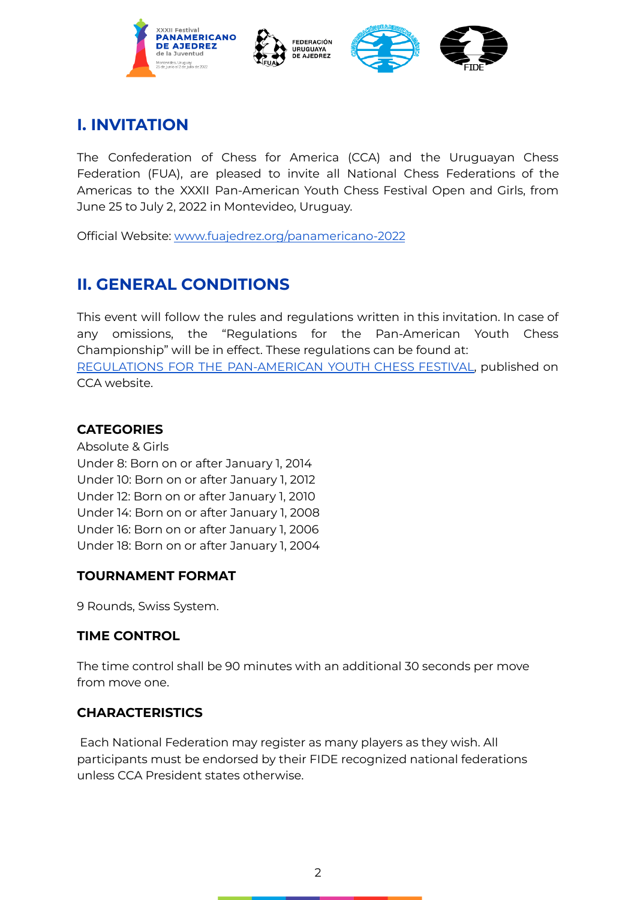## I. INVITATION

The Confederation of Chess for America (CCA) and the Uruguayan Chess Federation (FUA), are pleased to invite all National Chess Federations of the Americas to the XXXII Pan-American Youth Chess Festival Open and Girls, from June 25 to July 2, 2022 in Montevideo, Uruguay.

Official Website: [www.fuajedrez.org/panamericano-2022](www.fuajedrez.org/panamericano-2022)

## II. GENERAL CONDITIONS

This event will follow the rules and regulations written in this invitation. In case of any omissions, the "Regulations for the Pan-American Youth Chess Championship" will be in effect. These regulations can be found at: REGULATIONS FOR THE PAN-AMERICAN YOUTH CHESS FESTIVAL, published on CCA website.

### CATEGORIES

Absolute & Girls
Under 8: Born on or after January 1, 2014
Under 10: Born on or after January 1, 2012
Under 12: Born on or after January 1, 2010
Under 14: Born on or after January 1, 2008
Under 16: Born on or after January 1, 2006
Under 18: Born on or after January 1, 2004

### TOURNAMENT FORMAT

9 Rounds, Swiss System.

### TIME CONTROL

The time control shall be 90 minutes with an additional 30 seconds per move from move one.

### CHARACTERISTICS

Each National Federation may register as many players as they wish. All participants must be endorsed by their FIDE recognized national federations unless CCA President states otherwise.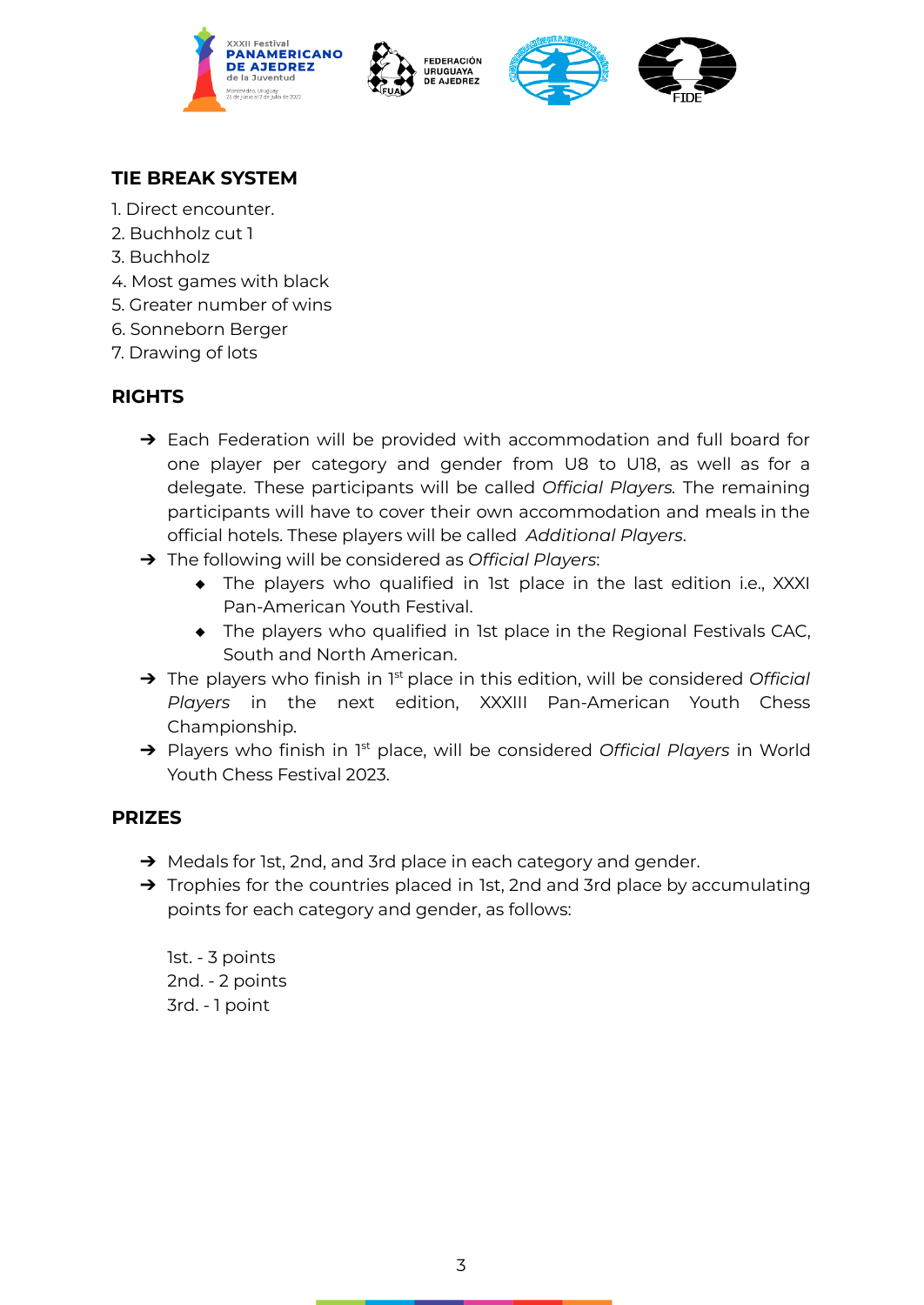## TIE BREAK SYSTEM

1. Direct encounter.
2. Buchholz cut 1
3. Buchholz
4. Most games with black
5. Greater number of wins
6. Sonneborn Berger
7. Drawing of lots

## RIGHTS

- Each Federation will be provided with accommodation and full board for one player per category and gender from U8 to U18, as well as for a delegate. These participants will be called *Official Players.* The remaining participants will have to cover their own accommodation and meals in the official hotels. These players will be called *Additional Players*.
- The following will be considered as *Official Players*:
  - The players who qualified in 1st place in the last edition i.e., XXXI Pan-American Youth Festival.
  - The players who qualified in 1st place in the Regional Festivals CAC, South and North American.
- The players who finish in 1st place in this edition, will be considered *Official Players* in the next edition, XXXIII Pan-American Youth Chess Championship.
- Players who finish in 1st place, will be considered *Official Players* in World Youth Chess Festival 2023.

## PRIZES

- Medals for 1st, 2nd, and 3rd place in each category and gender.
- Trophies for the countries placed in 1st, 2nd and 3rd place by accumulating points for each category and gender, as follows:

  1st. - 3 points
  2nd. - 2 points
  3rd. - 1 point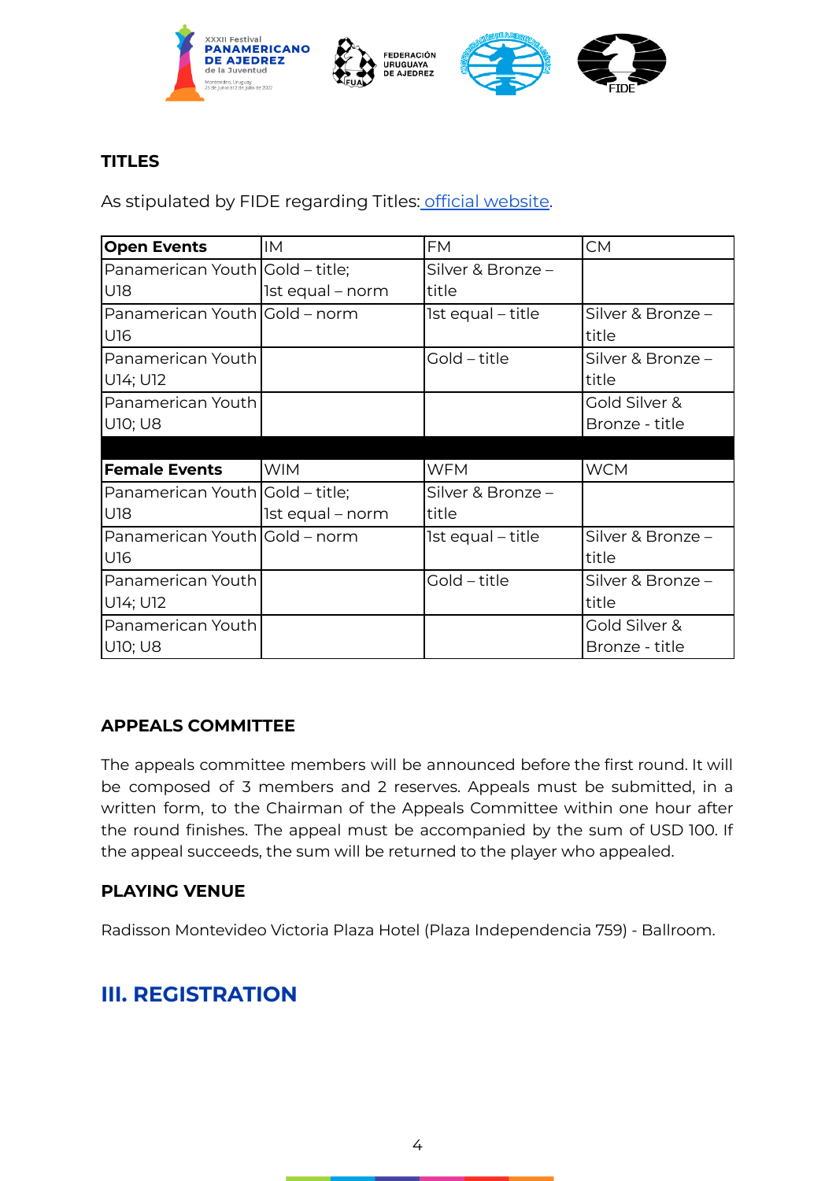### TITLES

As stipulated by FIDE regarding Titles: [official website](#).

| Open Events | IM | FM | CM |
|---|---|---|---|
| Panamerican Youth U18 | Gold – title; 1st equal – norm | Silver & Bronze – title | |
| Panamerican Youth U16 | Gold – norm | 1st equal – title | Silver & Bronze – title |
| Panamerican Youth U14; U12 | | Gold – title | Silver & Bronze – title |
| Panamerican Youth U10; U8 | | | Gold Silver & Bronze - title |
| | | | |
| **Female Events** | WIM | WFM | WCM |
| Panamerican Youth U18 | Gold – title; 1st equal – norm | Silver & Bronze – title | |
| Panamerican Youth U16 | Gold – norm | 1st equal – title | Silver & Bronze – title |
| Panamerican Youth U14; U12 | | Gold – title | Silver & Bronze – title |
| Panamerican Youth U10; U8 | | | Gold Silver & Bronze - title |

### APPEALS COMMITTEE

The appeals committee members will be announced before the first round. It will be composed of 3 members and 2 reserves. Appeals must be submitted, in a written form, to the Chairman of the Appeals Committee within one hour after the round finishes. The appeal must be accompanied by the sum of USD 100. If the appeal succeeds, the sum will be returned to the player who appealed.

### PLAYING VENUE

Radisson Montevideo Victoria Plaza Hotel (Plaza Independencia 759) - Ballroom.

## III. REGISTRATION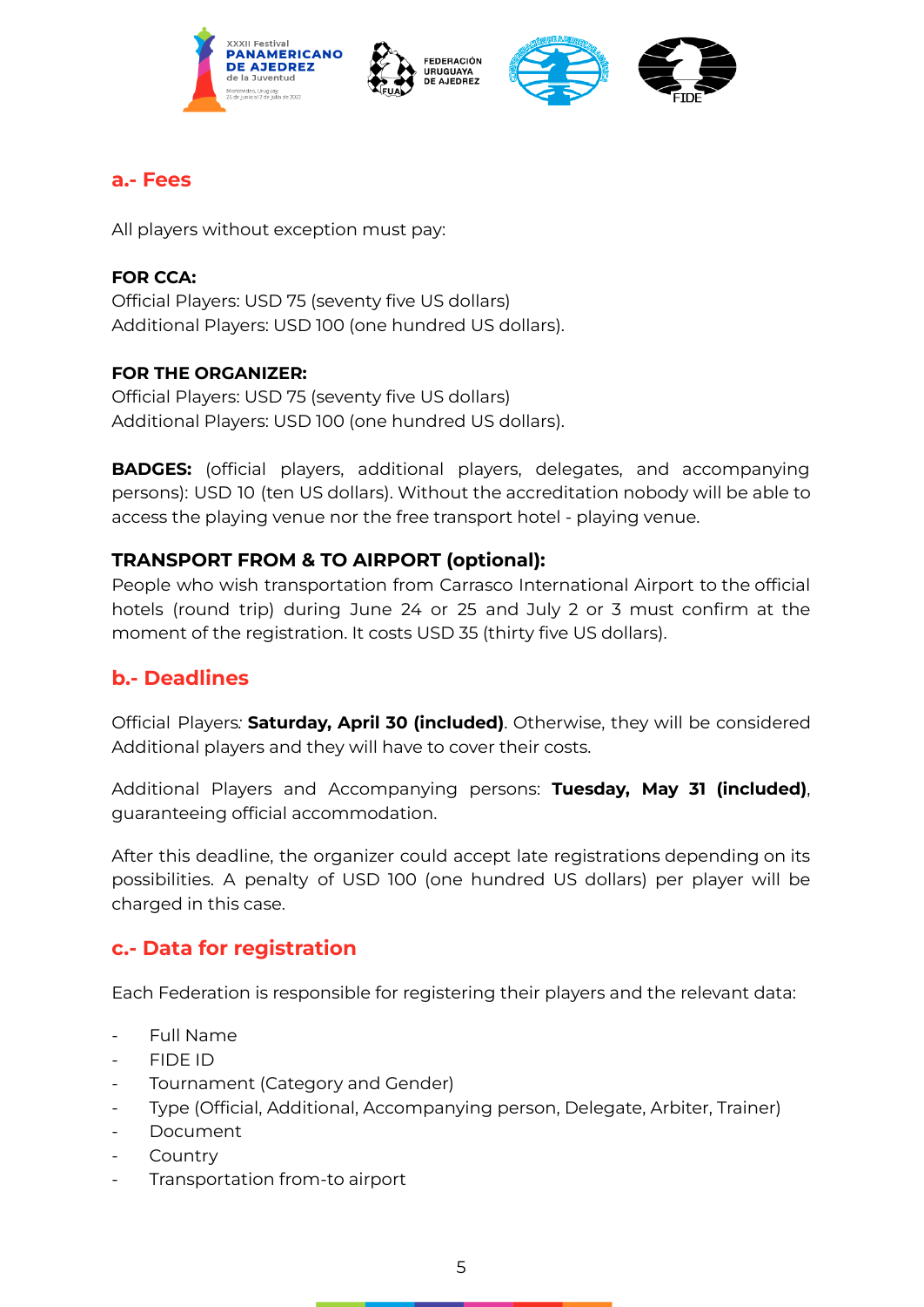## a.- Fees

All players without exception must pay:

**FOR CCA:**
Official Players: USD 75 (seventy five US dollars)
Additional Players: USD 100 (one hundred US dollars).

**FOR THE ORGANIZER:**
Official Players: USD 75 (seventy five US dollars)
Additional Players: USD 100 (one hundred US dollars).

**BADGES:** (official players, additional players, delegates, and accompanying persons): USD 10 (ten US dollars). Without the accreditation nobody will be able to access the playing venue nor the free transport hotel - playing venue.

**TRANSPORT FROM & TO AIRPORT (optional):**
People who wish transportation from Carrasco International Airport to the official hotels (round trip) during June 24 or 25 and July 2 or 3 must confirm at the moment of the registration. It costs USD 35 (thirty five US dollars).

## b.- Deadlines

Official Players*:* **Saturday, April 30 (included)**. Otherwise, they will be considered Additional players and they will have to cover their costs.

Additional Players and Accompanying persons: **Tuesday, May 31 (included)**, guaranteeing official accommodation.

After this deadline, the organizer could accept late registrations depending on its possibilities. A penalty of USD 100 (one hundred US dollars) per player will be charged in this case.

## c.- Data for registration

Each Federation is responsible for registering their players and the relevant data:

- Full Name
- FIDE ID
- Tournament (Category and Gender)
- Type (Official, Additional, Accompanying person, Delegate, Arbiter, Trainer)
- Document
- Country
- Transportation from-to airport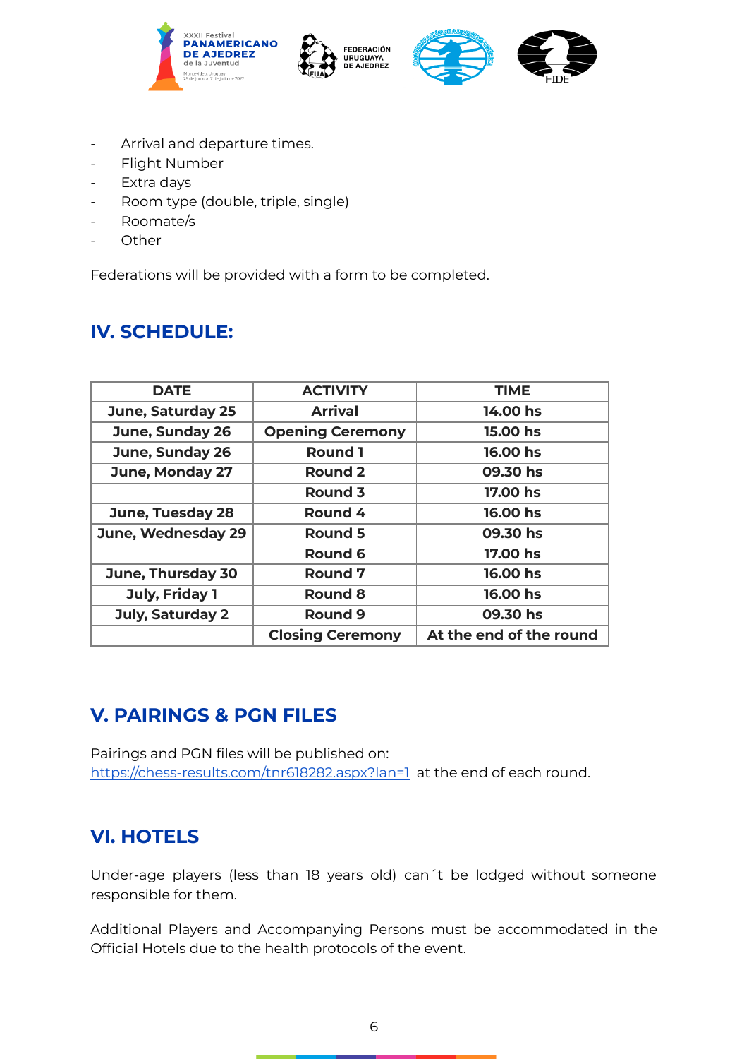- Arrival and departure times.
- Flight Number
- Extra days
- Room type (double, triple, single)
- Roomate/s
- Other

Federations will be provided with a form to be completed.

## IV. SCHEDULE:

| DATE | ACTIVITY | TIME |
|---|---|---|
| **June, Saturday 25** | **Arrival** | **14.00 hs** |
| **June, Sunday 26** | **Opening Ceremony** | **15.00 hs** |
| **June, Sunday 26** | **Round 1** | **16.00 hs** |
| **June, Monday 27** | **Round 2** | **09.30 hs** |
| | **Round 3** | **17.00 hs** |
| **June, Tuesday 28** | **Round 4** | **16.00 hs** |
| **June, Wednesday 29** | **Round 5** | **09.30 hs** |
| | **Round 6** | **17.00 hs** |
| **June, Thursday 30** | **Round 7** | **16.00 hs** |
| **July, Friday 1** | **Round 8** | **16.00 hs** |
| **July, Saturday 2** | **Round 9** | **09.30 hs** |
| | **Closing Ceremony** | **At the end of the round** |

## V. PAIRINGS & PGN FILES

Pairings and PGN files will be published on:
https://chess-results.com/tnr618282.aspx?lan=1 at the end of each round.

## VI. HOTELS

Under-age players (less than 18 years old) can´t be lodged without someone responsible for them.

Additional Players and Accompanying Persons must be accommodated in the Official Hotels due to the health protocols of the event.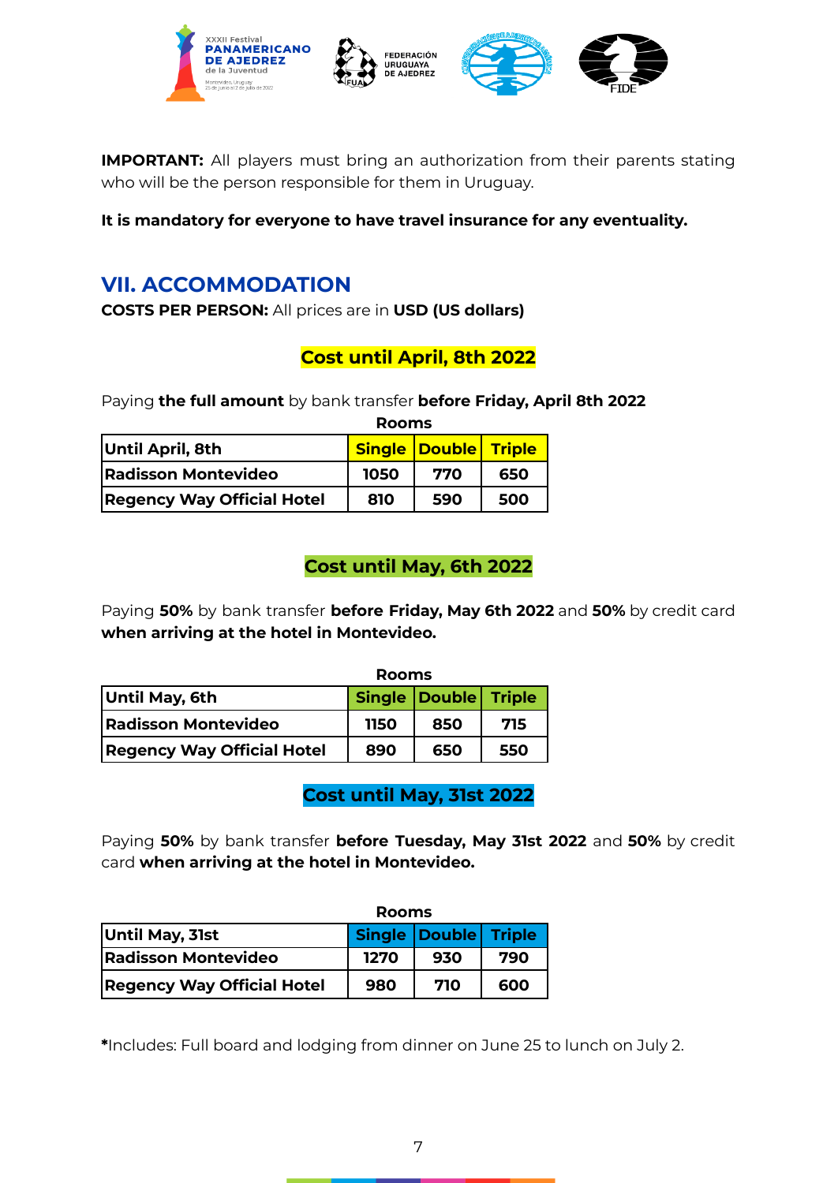**IMPORTANT:** All players must bring an authorization from their parents stating who will be the person responsible for them in Uruguay.

**It is mandatory for everyone to have travel insurance for any eventuality.**

## VII. ACCOMMODATION

**COSTS PER PERSON:** All prices are in **USD (US dollars)**

### Cost until April, 8th 2022

Paying **the full amount** by bank transfer **before Friday, April 8th 2022**

| | Rooms | | |
|---|---|---|---|
| **Until April, 8th** | **Single** | **Double** | **Triple** |
| **Radisson Montevideo** | **1050** | **770** | **650** |
| **Regency Way Official Hotel** | **810** | **590** | **500** |

### Cost until May, 6th 2022

Paying **50%** by bank transfer **before Friday, May 6th 2022** and **50%** by credit card **when arriving at the hotel in Montevideo.**

| | Rooms | | |
|---|---|---|---|
| **Until May, 6th** | **Single** | **Double** | **Triple** |
| **Radisson Montevideo** | **1150** | **850** | **715** |
| **Regency Way Official Hotel** | **890** | **650** | **550** |

### Cost until May, 31st 2022

Paying **50%** by bank transfer **before Tuesday, May 31st 2022** and **50%** by credit card **when arriving at the hotel in Montevideo.**

| | Rooms | | |
|---|---|---|---|
| **Until May, 31st** | **Single** | **Double** | **Triple** |
| **Radisson Montevideo** | **1270** | **930** | **790** |
| **Regency Way Official Hotel** | **980** | **710** | **600** |

**\***Includes: Full board and lodging from dinner on June 25 to lunch on July 2.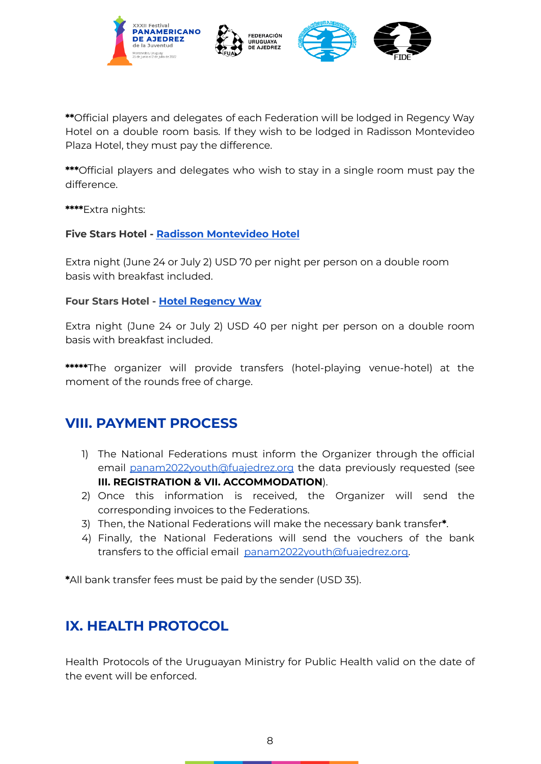**\*\***Official players and delegates of each Federation will be lodged in Regency Way Hotel on a double room basis. If they wish to be lodged in Radisson Montevideo Plaza Hotel, they must pay the difference.

**\*\*\***Official players and delegates who wish to stay in a single room must pay the difference.

**\*\*\*\***Extra nights:

**Five Stars Hotel - Radisson Montevideo Hotel**

Extra night (June 24 or July 2) USD 70 per night per person on a double room basis with breakfast included.

**Four Stars Hotel - Hotel Regency Way**

Extra night (June 24 or July 2) USD 40 per night per person on a double room basis with breakfast included.

**\*\*\*\*\***The organizer will provide transfers (hotel-playing venue-hotel) at the moment of the rounds free of charge.

## VIII. PAYMENT PROCESS

1) The National Federations must inform the Organizer through the official email panam2022youth@fuajedrez.org the data previously requested (see **III. REGISTRATION & VII. ACCOMMODATION**).
2) Once this information is received, the Organizer will send the corresponding invoices to the Federations.
3) Then, the National Federations will make the necessary bank transfer**\***.
4) Finally, the National Federations will send the vouchers of the bank transfers to the official email panam2022youth@fuajedrez.org.

**\***All bank transfer fees must be paid by the sender (USD 35).

## IX. HEALTH PROTOCOL

Health Protocols of the Uruguayan Ministry for Public Health valid on the date of the event will be enforced.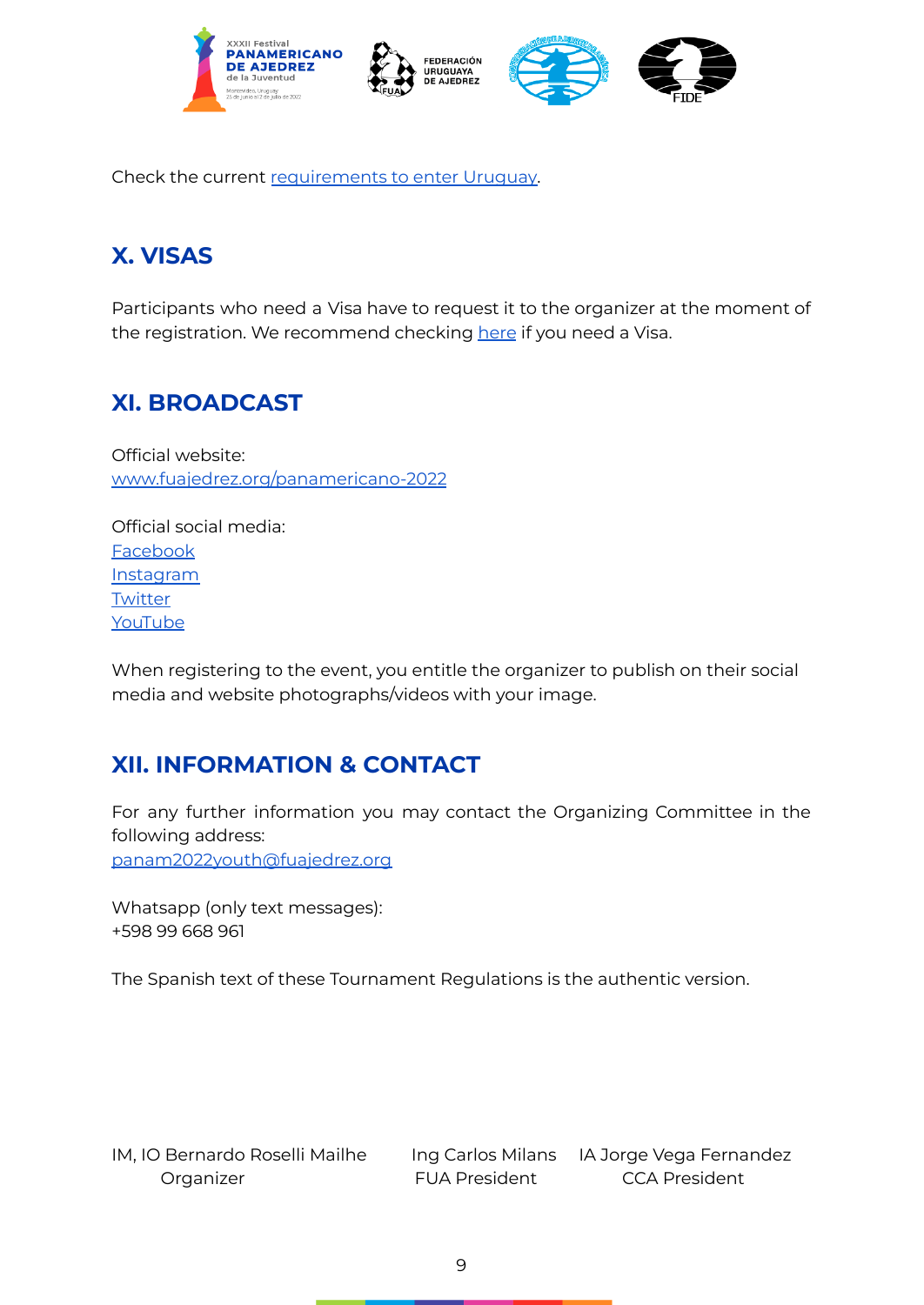Check the current requirements to enter Uruguay.

## X. VISAS

Participants who need a Visa have to request it to the organizer at the moment of the registration. We recommend checking here if you need a Visa.

## XI. BROADCAST

Official website:
www.fuajedrez.org/panamericano-2022

Official social media:
Facebook
Instagram
Twitter
YouTube

When registering to the event, you entitle the organizer to publish on their social media and website photographs/videos with your image.

## XII. INFORMATION & CONTACT

For any further information you may contact the Organizing Committee in the following address:
panam2022youth@fuajedrez.org

Whatsapp (only text messages):
+598 99 668 961

The Spanish text of these Tournament Regulations is the authentic version.

IM, IO Bernardo Roselli Mailhe
Organizer

Ing Carlos Milans
FUA President

IA Jorge Vega Fernandez
CCA President